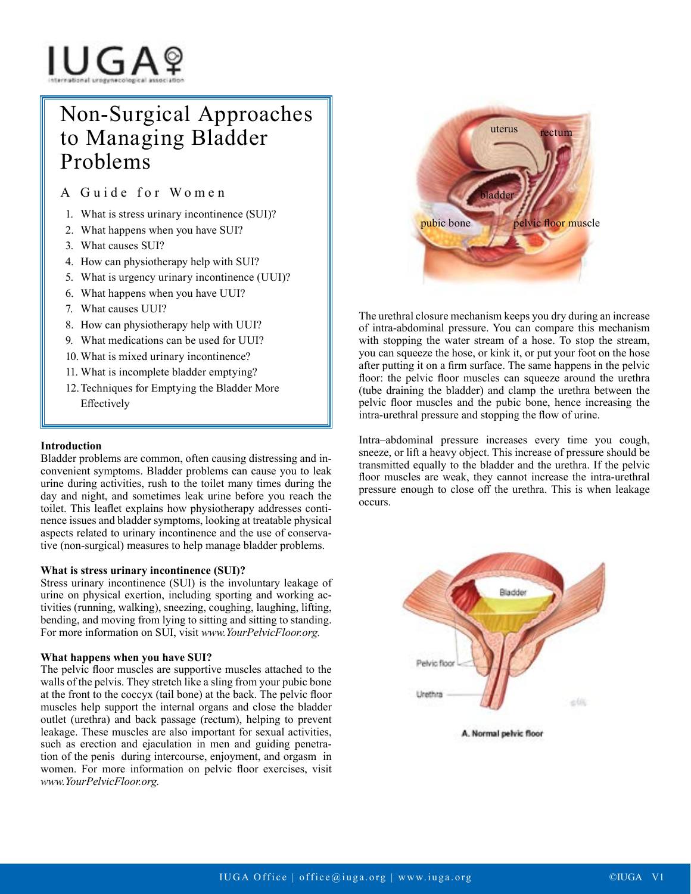IUGA
international urogynecological association

# Non-Surgical Approaches to Managing Bladder Problems

## A Guide for Women

1. What is stress urinary incontinence (SUI)?
2. What happens when you have SUI?
3. What causes SUI?
4. How can physiotherapy help with SUI?
5. What is urgency urinary incontinence (UUI)?
6. What happens when you have UUI?
7. What causes UUI?
8. How can physiotherapy help with UUI?
9. What medications can be used for UUI?
10. What is mixed urinary incontinence?
11. What is incomplete bladder emptying?
12. Techniques for Emptying the Bladder More Effectively

### Introduction

Bladder problems are common, often causing distressing and inconvenient symptoms. Bladder problems can cause you to leak urine during activities, rush to the toilet many times during the day and night, and sometimes leak urine before you reach the toilet. This leaflet explains how physiotherapy addresses continence issues and bladder symptoms, looking at treatable physical aspects related to urinary incontinence and the use of conservative (non-surgical) measures to help manage bladder problems.

### What is stress urinary incontinence (SUI)?

Stress urinary incontinence (SUI) is the involuntary leakage of urine on physical exertion, including sporting and working activities (running, walking), sneezing, coughing, laughing, lifting, bending, and moving from lying to sitting and sitting to standing. For more information on SUI, visit *www.YourPelvicFloor.org.*

### What happens when you have SUI?

The pelvic floor muscles are supportive muscles attached to the walls of the pelvis. They stretch like a sling from your pubic bone at the front to the coccyx (tail bone) at the back. The pelvic floor muscles help support the internal organs and close the bladder outlet (urethra) and back passage (rectum), helping to prevent leakage. These muscles are also important for sexual activities, such as erection and ejaculation in men and guiding penetration of the penis during intercourse, enjoyment, and orgasm in women. For more information on pelvic floor exercises, visit *www.YourPelvicFloor.org.*

The urethral closure mechanism keeps you dry during an increase of intra-abdominal pressure. You can compare this mechanism with stopping the water stream of a hose. To stop the stream, you can squeeze the hose, or kink it, or put your foot on the hose after putting it on a firm surface. The same happens in the pelvic floor: the pelvic floor muscles can squeeze around the urethra (tube draining the bladder) and clamp the urethra between the pelvic floor muscles and the pubic bone, hence increasing the intra-urethral pressure and stopping the flow of urine.

Intra–abdominal pressure increases every time you cough, sneeze, or lift a heavy object. This increase of pressure should be transmitted equally to the bladder and the urethra. If the pelvic floor muscles are weak, they cannot increase the intra-urethral pressure enough to close off the urethra. This is when leakage occurs.

A. Normal pelvic floor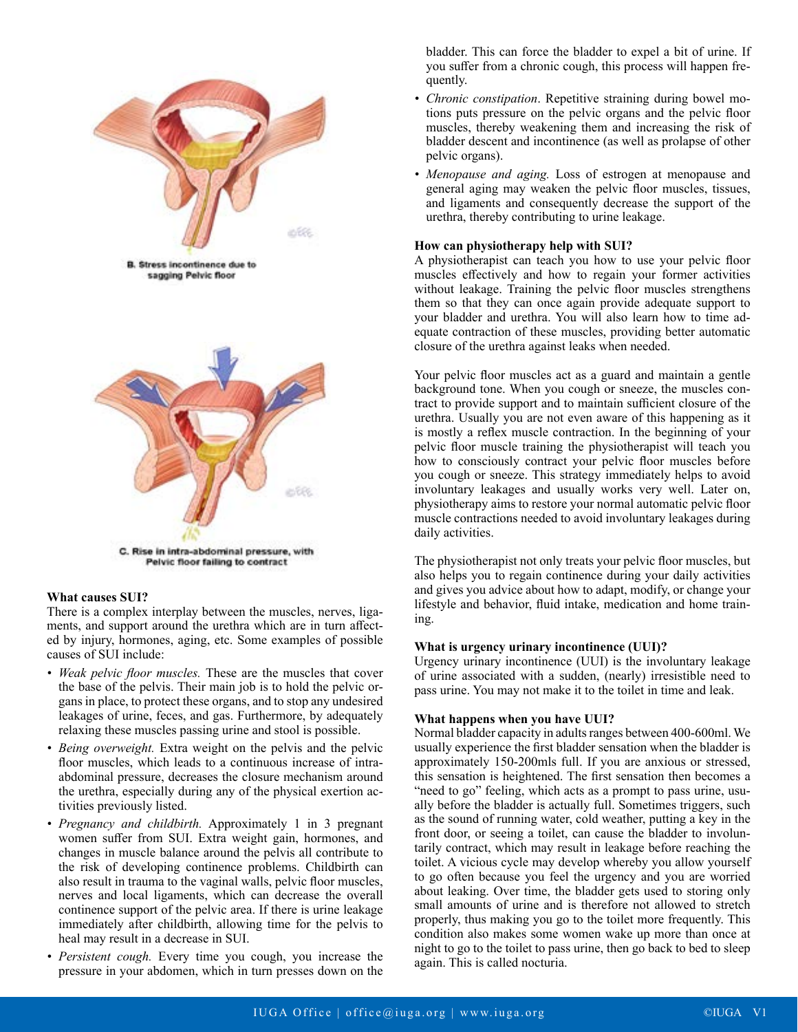B. Stress incontinence due to sagging Pelvic floor

C. Rise in intra-abdominal pressure, with Pelvic floor failing to contract

**What causes SUI?**

There is a complex interplay between the muscles, nerves, ligaments, and support around the urethra which are in turn affected by injury, hormones, aging, etc. Some examples of possible causes of SUI include:

- *Weak pelvic floor muscles.* These are the muscles that cover the base of the pelvis. Their main job is to hold the pelvic organs in place, to protect these organs, and to stop any undesired leakages of urine, feces, and gas. Furthermore, by adequately relaxing these muscles passing urine and stool is possible.
- *Being overweight.* Extra weight on the pelvis and the pelvic floor muscles, which leads to a continuous increase of intra-abdominal pressure, decreases the closure mechanism around the urethra, especially during any of the physical exertion activities previously listed.
- *Pregnancy and childbirth.* Approximately 1 in 3 pregnant women suffer from SUI. Extra weight gain, hormones, and changes in muscle balance around the pelvis all contribute to the risk of developing continence problems. Childbirth can also result in trauma to the vaginal walls, pelvic floor muscles, nerves and local ligaments, which can decrease the overall continence support of the pelvic area. If there is urine leakage immediately after childbirth, allowing time for the pelvis to heal may result in a decrease in SUI.
- *Persistent cough.* Every time you cough, you increase the pressure in your abdomen, which in turn presses down on the bladder. This can force the bladder to expel a bit of urine. If you suffer from a chronic cough, this process will happen frequently.
- *Chronic constipation*. Repetitive straining during bowel motions puts pressure on the pelvic organs and the pelvic floor muscles, thereby weakening them and increasing the risk of bladder descent and incontinence (as well as prolapse of other pelvic organs).
- *Menopause and aging.* Loss of estrogen at menopause and general aging may weaken the pelvic floor muscles, tissues, and ligaments and consequently decrease the support of the urethra, thereby contributing to urine leakage.

**How can physiotherapy help with SUI?**

A physiotherapist can teach you how to use your pelvic floor muscles effectively and how to regain your former activities without leakage. Training the pelvic floor muscles strengthens them so that they can once again provide adequate support to your bladder and urethra. You will also learn how to time adequate contraction of these muscles, providing better automatic closure of the urethra against leaks when needed.

Your pelvic floor muscles act as a guard and maintain a gentle background tone. When you cough or sneeze, the muscles contract to provide support and to maintain sufficient closure of the urethra. Usually you are not even aware of this happening as it is mostly a reflex muscle contraction. In the beginning of your pelvic floor muscle training the physiotherapist will teach you how to consciously contract your pelvic floor muscles before you cough or sneeze. This strategy immediately helps to avoid involuntary leakages and usually works very well. Later on, physiotherapy aims to restore your normal automatic pelvic floor muscle contractions needed to avoid involuntary leakages during daily activities.

The physiotherapist not only treats your pelvic floor muscles, but also helps you to regain continence during your daily activities and gives you advice about how to adapt, modify, or change your lifestyle and behavior, fluid intake, medication and home training.

**What is urgency urinary incontinence (UUI)?**

Urgency urinary incontinence (UUI) is the involuntary leakage of urine associated with a sudden, (nearly) irresistible need to pass urine. You may not make it to the toilet in time and leak.

**What happens when you have UUI?**

Normal bladder capacity in adults ranges between 400-600ml. We usually experience the first bladder sensation when the bladder is approximately 150-200mls full. If you are anxious or stressed, this sensation is heightened. The first sensation then becomes a "need to go" feeling, which acts as a prompt to pass urine, usually before the bladder is actually full. Sometimes triggers, such as the sound of running water, cold weather, putting a key in the front door, or seeing a toilet, can cause the bladder to involuntarily contract, which may result in leakage before reaching the toilet. A vicious cycle may develop whereby you allow yourself to go often because you feel the urgency and you are worried about leaking. Over time, the bladder gets used to storing only small amounts of urine and is therefore not allowed to stretch properly, thus making you go to the toilet more frequently. This condition also makes some women wake up more than once at night to go to the toilet to pass urine, then go back to bed to sleep again. This is called nocturia.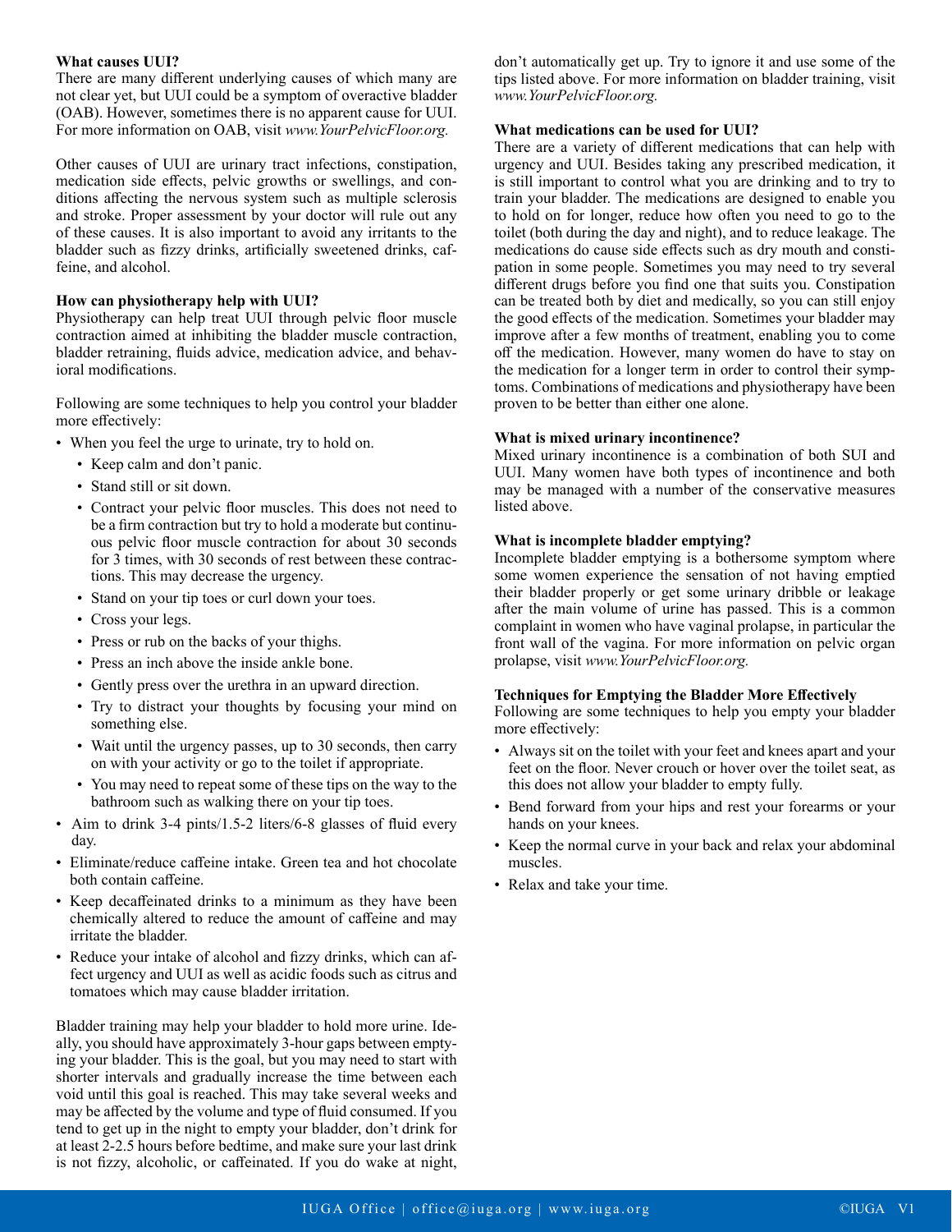**What causes UUI?**

There are many different underlying causes of which many are not clear yet, but UUI could be a symptom of overactive bladder (OAB). However, sometimes there is no apparent cause for UUI. For more information on OAB, visit *www.YourPelvicFloor.org.*

Other causes of UUI are urinary tract infections, constipation, medication side effects, pelvic growths or swellings, and conditions affecting the nervous system such as multiple sclerosis and stroke. Proper assessment by your doctor will rule out any of these causes. It is also important to avoid any irritants to the bladder such as fizzy drinks, artificially sweetened drinks, caffeine, and alcohol.

**How can physiotherapy help with UUI?**

Physiotherapy can help treat UUI through pelvic floor muscle contraction aimed at inhibiting the bladder muscle contraction, bladder retraining, fluids advice, medication advice, and behavioral modifications.

Following are some techniques to help you control your bladder more effectively:

- When you feel the urge to urinate, try to hold on.
  - Keep calm and don't panic.
  - Stand still or sit down.
  - Contract your pelvic floor muscles. This does not need to be a firm contraction but try to hold a moderate but continuous pelvic floor muscle contraction for about 30 seconds for 3 times, with 30 seconds of rest between these contractions. This may decrease the urgency.
  - Stand on your tip toes or curl down your toes.
  - Cross your legs.
  - Press or rub on the backs of your thighs.
  - Press an inch above the inside ankle bone.
  - Gently press over the urethra in an upward direction.
  - Try to distract your thoughts by focusing your mind on something else.
  - Wait until the urgency passes, up to 30 seconds, then carry on with your activity or go to the toilet if appropriate.
  - You may need to repeat some of these tips on the way to the bathroom such as walking there on your tip toes.
- Aim to drink 3-4 pints/1.5-2 liters/6-8 glasses of fluid every day.
- Eliminate/reduce caffeine intake. Green tea and hot chocolate both contain caffeine.
- Keep decaffeinated drinks to a minimum as they have been chemically altered to reduce the amount of caffeine and may irritate the bladder.
- Reduce your intake of alcohol and fizzy drinks, which can affect urgency and UUI as well as acidic foods such as citrus and tomatoes which may cause bladder irritation.

Bladder training may help your bladder to hold more urine. Ideally, you should have approximately 3-hour gaps between emptying your bladder. This is the goal, but you may need to start with shorter intervals and gradually increase the time between each void until this goal is reached. This may take several weeks and may be affected by the volume and type of fluid consumed. If you tend to get up in the night to empty your bladder, don't drink for at least 2-2.5 hours before bedtime, and make sure your last drink is not fizzy, alcoholic, or caffeinated. If you do wake at night, don't automatically get up. Try to ignore it and use some of the tips listed above. For more information on bladder training, visit *www.YourPelvicFloor.org.*

**What medications can be used for UUI?**

There are a variety of different medications that can help with urgency and UUI. Besides taking any prescribed medication, it is still important to control what you are drinking and to try to train your bladder. The medications are designed to enable you to hold on for longer, reduce how often you need to go to the toilet (both during the day and night), and to reduce leakage. The medications do cause side effects such as dry mouth and constipation in some people. Sometimes you may need to try several different drugs before you find one that suits you. Constipation can be treated both by diet and medically, so you can still enjoy the good effects of the medication. Sometimes your bladder may improve after a few months of treatment, enabling you to come off the medication. However, many women do have to stay on the medication for a longer term in order to control their symptoms. Combinations of medications and physiotherapy have been proven to be better than either one alone.

**What is mixed urinary incontinence?**

Mixed urinary incontinence is a combination of both SUI and UUI. Many women have both types of incontinence and both may be managed with a number of the conservative measures listed above.

**What is incomplete bladder emptying?**

Incomplete bladder emptying is a bothersome symptom where some women experience the sensation of not having emptied their bladder properly or get some urinary dribble or leakage after the main volume of urine has passed. This is a common complaint in women who have vaginal prolapse, in particular the front wall of the vagina. For more information on pelvic organ prolapse, visit *www.YourPelvicFloor.org.*

**Techniques for Emptying the Bladder More Effectively**

Following are some techniques to help you empty your bladder more effectively:

- Always sit on the toilet with your feet and knees apart and your feet on the floor. Never crouch or hover over the toilet seat, as this does not allow your bladder to empty fully.
- Bend forward from your hips and rest your forearms or your hands on your knees.
- Keep the normal curve in your back and relax your abdominal muscles.
- Relax and take your time.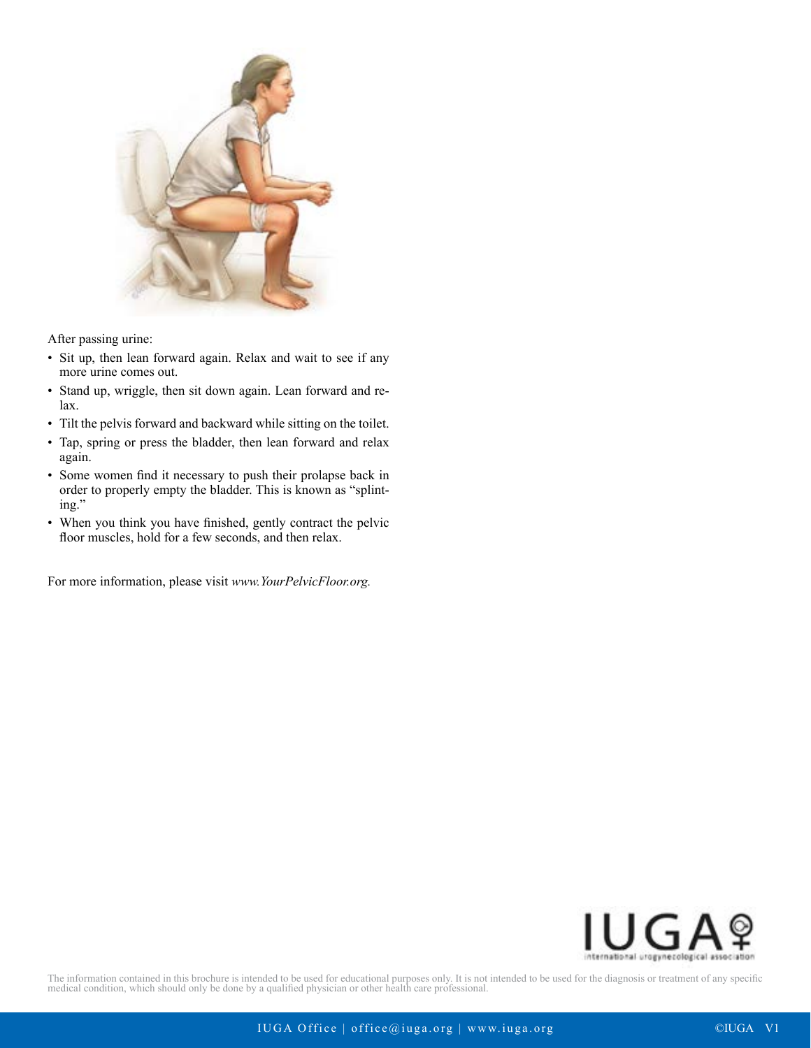After passing urine:

- Sit up, then lean forward again. Relax and wait to see if any more urine comes out.
- Stand up, wriggle, then sit down again. Lean forward and relax.
- Tilt the pelvis forward and backward while sitting on the toilet.
- Tap, spring or press the bladder, then lean forward and relax again.
- Some women find it necessary to push their prolapse back in order to properly empty the bladder. This is known as "splinting."
- When you think you have finished, gently contract the pelvic floor muscles, hold for a few seconds, and then relax.

For more information, please visit *www.YourPelvicFloor.org.*

The information contained in this brochure is intended to be used for educational purposes only. It is not intended to be used for the diagnosis or treatment of any specific medical condition, which should only be done by a qualified physician or other health care professional.

IUGA Office | office@iuga.org | www.iuga.org

©IUGA V1